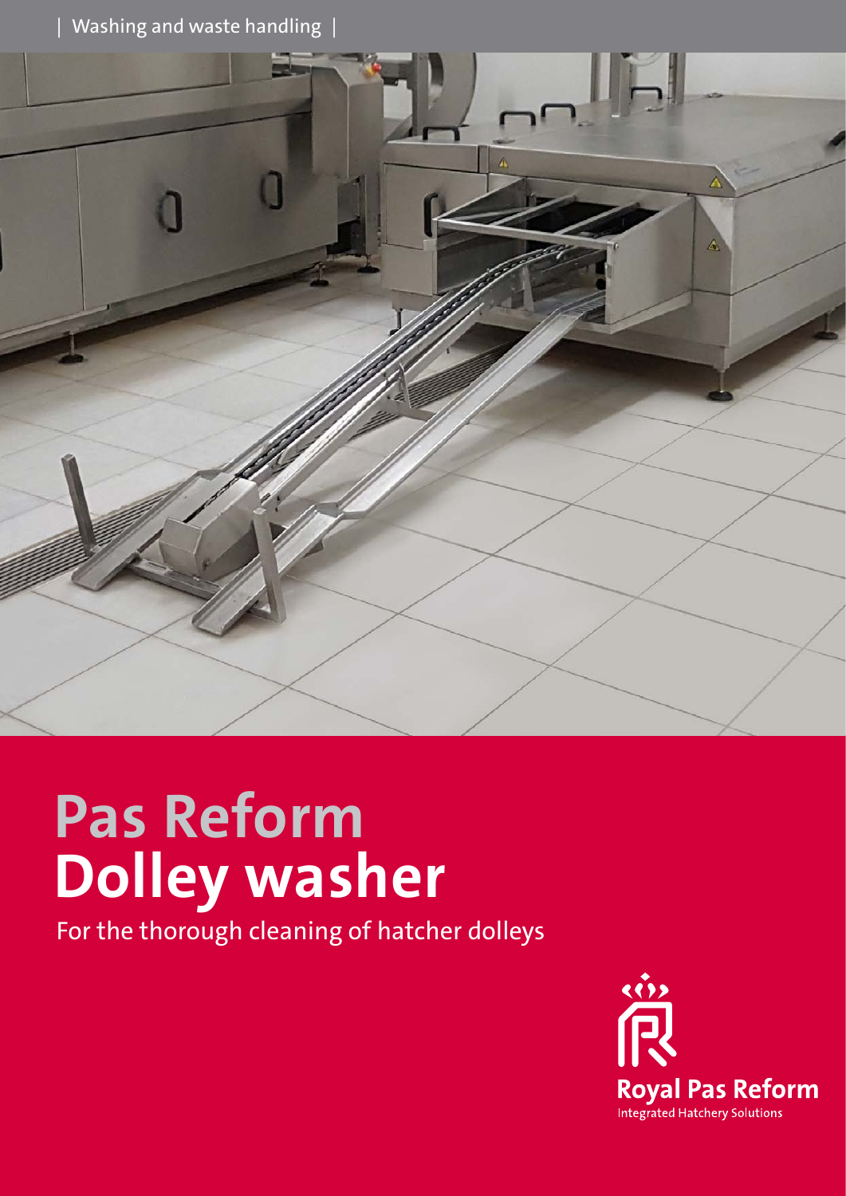| Washing and waste handling |

# Pas Reform
# Dolley washer

For the thorough cleaning of hatcher dolleys

Royal Pas Reform
Integrated Hatchery Solutions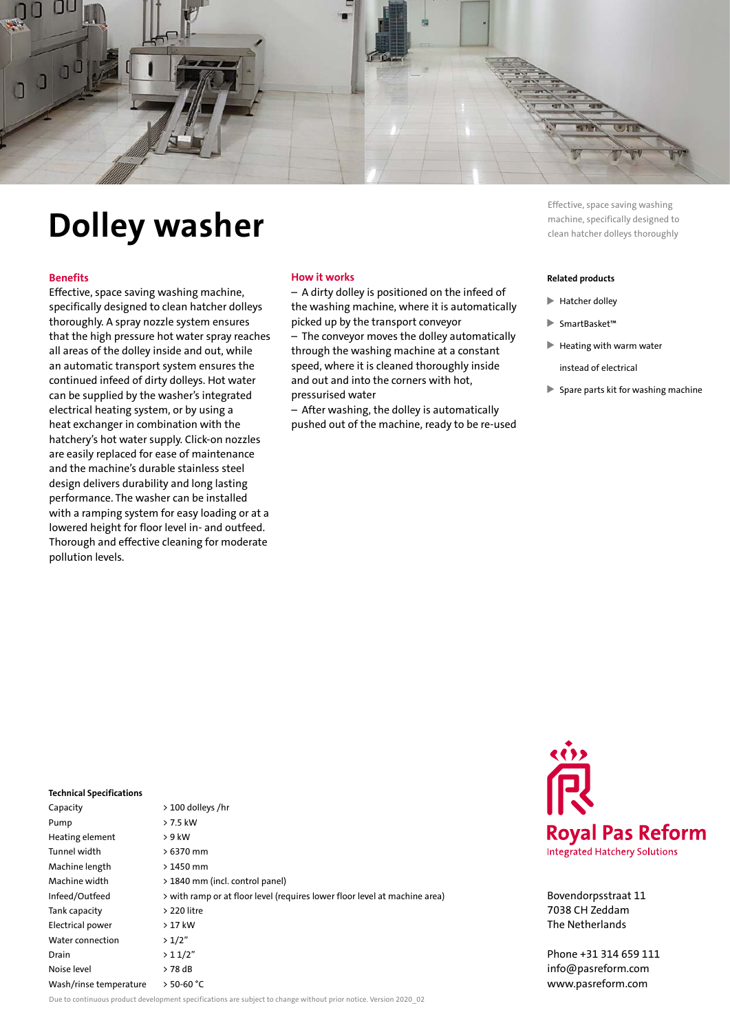# Dolley washer

Effective, space saving washing machine, specifically designed to clean hatcher dolleys thoroughly

## Benefits

Effective, space saving washing machine, specifically designed to clean hatcher dolleys thoroughly. A spray nozzle system ensures that the high pressure hot water spray reaches all areas of the dolley inside and out, while an automatic transport system ensures the continued infeed of dirty dolleys. Hot water can be supplied by the washer's integrated electrical heating system, or by using a heat exchanger in combination with the hatchery's hot water supply. Click-on nozzles are easily replaced for ease of maintenance and the machine's durable stainless steel design delivers durability and long lasting performance. The washer can be installed with a ramping system for easy loading or at a lowered height for floor level in- and outfeed. Thorough and effective cleaning for moderate pollution levels.

## How it works

– A dirty dolley is positioned on the infeed of the washing machine, where it is automatically picked up by the transport conveyor
– The conveyor moves the dolley automatically through the washing machine at a constant speed, where it is cleaned thoroughly inside and out and into the corners with hot, pressurised water
– After washing, the dolley is automatically pushed out of the machine, ready to be re-used

## Related products

- Hatcher dolley
- SmartBasket™
- Heating with warm water instead of electrical
- Spare parts kit for washing machine

## Technical Specifications

| | |
|---|---|
| Capacity | > 100 dolleys /hr |
| Pump | > 7.5 kW |
| Heating element | > 9 kW |
| Tunnel width | > 6370 mm |
| Machine length | > 1450 mm |
| Machine width | > 1840 mm (incl. control panel) |
| Infeed/Outfeed | > with ramp or at floor level (requires lower floor level at machine area) |
| Tank capacity | > 220 litre |
| Electrical power | > 17 kW |
| Water connection | > 1/2" |
| Drain | > 1 1/2" |
| Noise level | > 78 dB |
| Wash/rinse temperature | > 50-60 °C |

Due to continuous product development specifications are subject to change without prior notice. Version 2020_02

**Royal Pas Reform**
Integrated Hatchery Solutions

Bovendorpsstraat 11
7038 CH Zeddam
The Netherlands

Phone +31 314 659 111
info@pasreform.com
www.pasreform.com